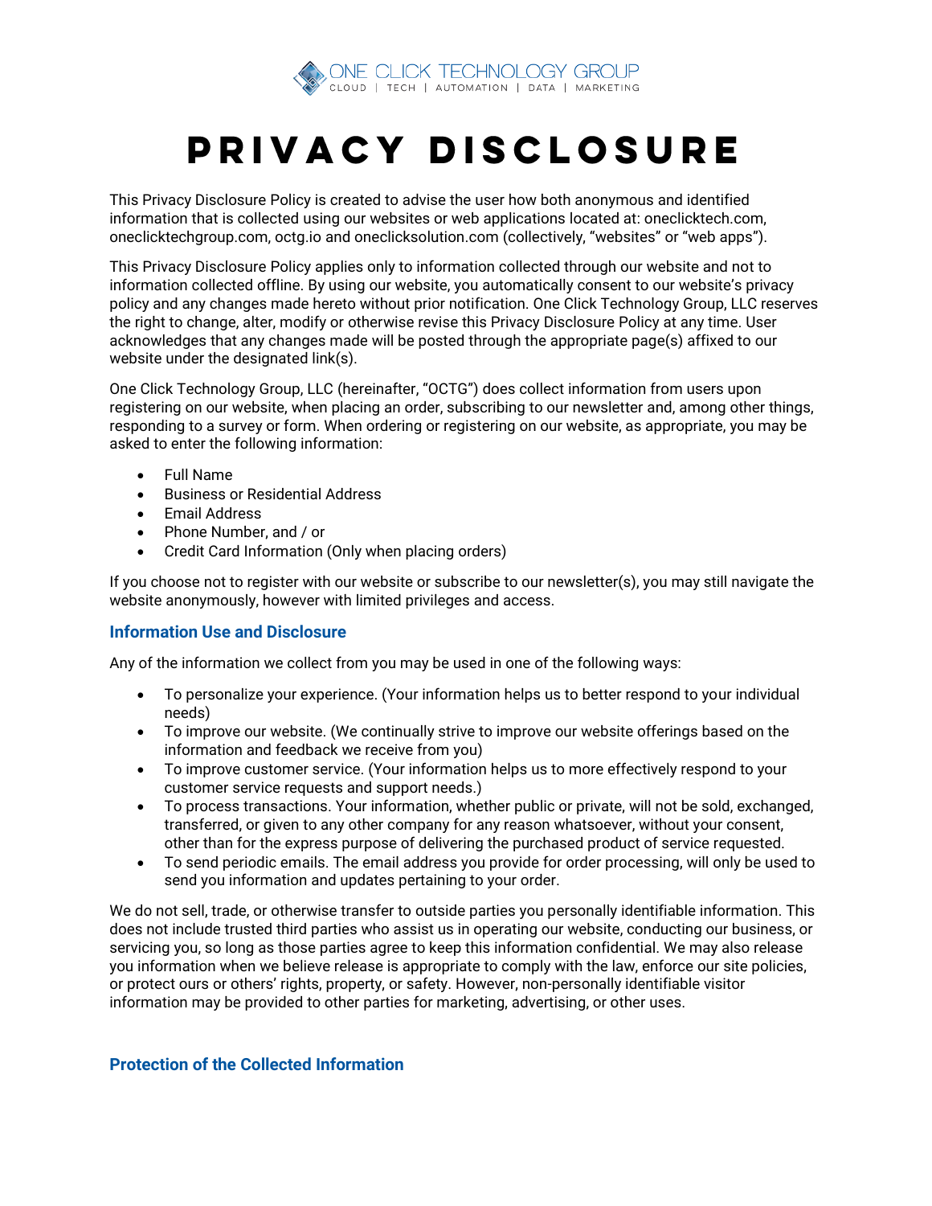ONE CLICK TECHNOLOGY GROUP
CLOUD | TECH | AUTOMATION | DATA | MARKETING

# PRIVACY DISCLOSURE

This Privacy Disclosure Policy is created to advise the user how both anonymous and identified information that is collected using our websites or web applications located at: oneclicktech.com, oneclicktechgroup.com, octg.io and oneclicksolution.com (collectively, "websites" or "web apps").

This Privacy Disclosure Policy applies only to information collected through our website and not to information collected offline. By using our website, you automatically consent to our website's privacy policy and any changes made hereto without prior notification. One Click Technology Group, LLC reserves the right to change, alter, modify or otherwise revise this Privacy Disclosure Policy at any time. User acknowledges that any changes made will be posted through the appropriate page(s) affixed to our website under the designated link(s).

One Click Technology Group, LLC (hereinafter, "OCTG") does collect information from users upon registering on our website, when placing an order, subscribing to our newsletter and, among other things, responding to a survey or form. When ordering or registering on our website, as appropriate, you may be asked to enter the following information:

- Full Name
- Business or Residential Address
- Email Address
- Phone Number, and / or
- Credit Card Information (Only when placing orders)

If you choose not to register with our website or subscribe to our newsletter(s), you may still navigate the website anonymously, however with limited privileges and access.

### Information Use and Disclosure

Any of the information we collect from you may be used in one of the following ways:

- To personalize your experience. (Your information helps us to better respond to your individual needs)
- To improve our website. (We continually strive to improve our website offerings based on the information and feedback we receive from you)
- To improve customer service. (Your information helps us to more effectively respond to your customer service requests and support needs.)
- To process transactions. Your information, whether public or private, will not be sold, exchanged, transferred, or given to any other company for any reason whatsoever, without your consent, other than for the express purpose of delivering the purchased product of service requested.
- To send periodic emails. The email address you provide for order processing, will only be used to send you information and updates pertaining to your order.

We do not sell, trade, or otherwise transfer to outside parties you personally identifiable information. This does not include trusted third parties who assist us in operating our website, conducting our business, or servicing you, so long as those parties agree to keep this information confidential. We may also release you information when we believe release is appropriate to comply with the law, enforce our site policies, or protect ours or others' rights, property, or safety. However, non-personally identifiable visitor information may be provided to other parties for marketing, advertising, or other uses.

### Protection of the Collected Information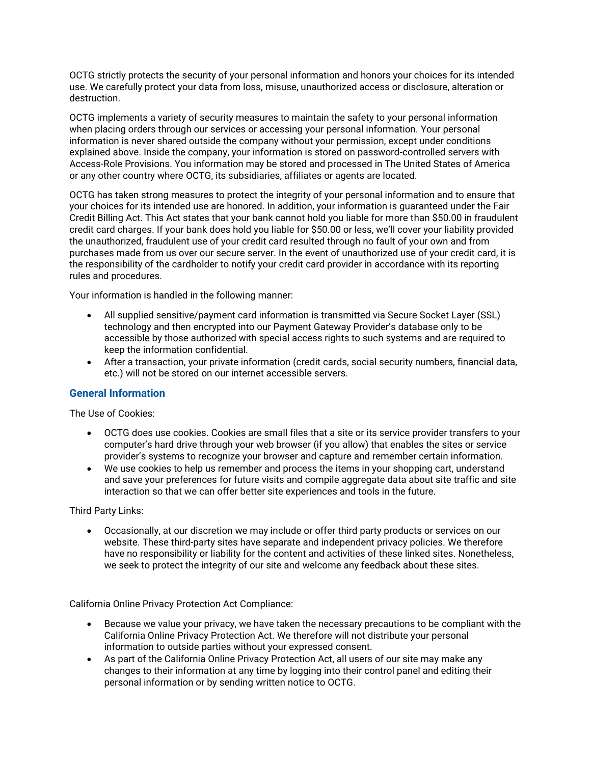OCTG strictly protects the security of your personal information and honors your choices for its intended use. We carefully protect your data from loss, misuse, unauthorized access or disclosure, alteration or destruction.

OCTG implements a variety of security measures to maintain the safety to your personal information when placing orders through our services or accessing your personal information. Your personal information is never shared outside the company without your permission, except under conditions explained above. Inside the company, your information is stored on password-controlled servers with Access-Role Provisions. You information may be stored and processed in The United States of America or any other country where OCTG, its subsidiaries, affiliates or agents are located.

OCTG has taken strong measures to protect the integrity of your personal information and to ensure that your choices for its intended use are honored. In addition, your information is guaranteed under the Fair Credit Billing Act. This Act states that your bank cannot hold you liable for more than $50.00 in fraudulent credit card charges. If your bank does hold you liable for $50.00 or less, we'll cover your liability provided the unauthorized, fraudulent use of your credit card resulted through no fault of your own and from purchases made from us over our secure server. In the event of unauthorized use of your credit card, it is the responsibility of the cardholder to notify your credit card provider in accordance with its reporting rules and procedures.

Your information is handled in the following manner:

- All supplied sensitive/payment card information is transmitted via Secure Socket Layer (SSL) technology and then encrypted into our Payment Gateway Provider's database only to be accessible by those authorized with special access rights to such systems and are required to keep the information confidential.
- After a transaction, your private information (credit cards, social security numbers, financial data, etc.) will not be stored on our internet accessible servers.

## General Information

The Use of Cookies:

- OCTG does use cookies. Cookies are small files that a site or its service provider transfers to your computer's hard drive through your web browser (if you allow) that enables the sites or service provider's systems to recognize your browser and capture and remember certain information.
- We use cookies to help us remember and process the items in your shopping cart, understand and save your preferences for future visits and compile aggregate data about site traffic and site interaction so that we can offer better site experiences and tools in the future.

Third Party Links:

- Occasionally, at our discretion we may include or offer third party products or services on our website. These third-party sites have separate and independent privacy policies. We therefore have no responsibility or liability for the content and activities of these linked sites. Nonetheless, we seek to protect the integrity of our site and welcome any feedback about these sites.

California Online Privacy Protection Act Compliance:

- Because we value your privacy, we have taken the necessary precautions to be compliant with the California Online Privacy Protection Act. We therefore will not distribute your personal information to outside parties without your expressed consent.
- As part of the California Online Privacy Protection Act, all users of our site may make any changes to their information at any time by logging into their control panel and editing their personal information or by sending written notice to OCTG.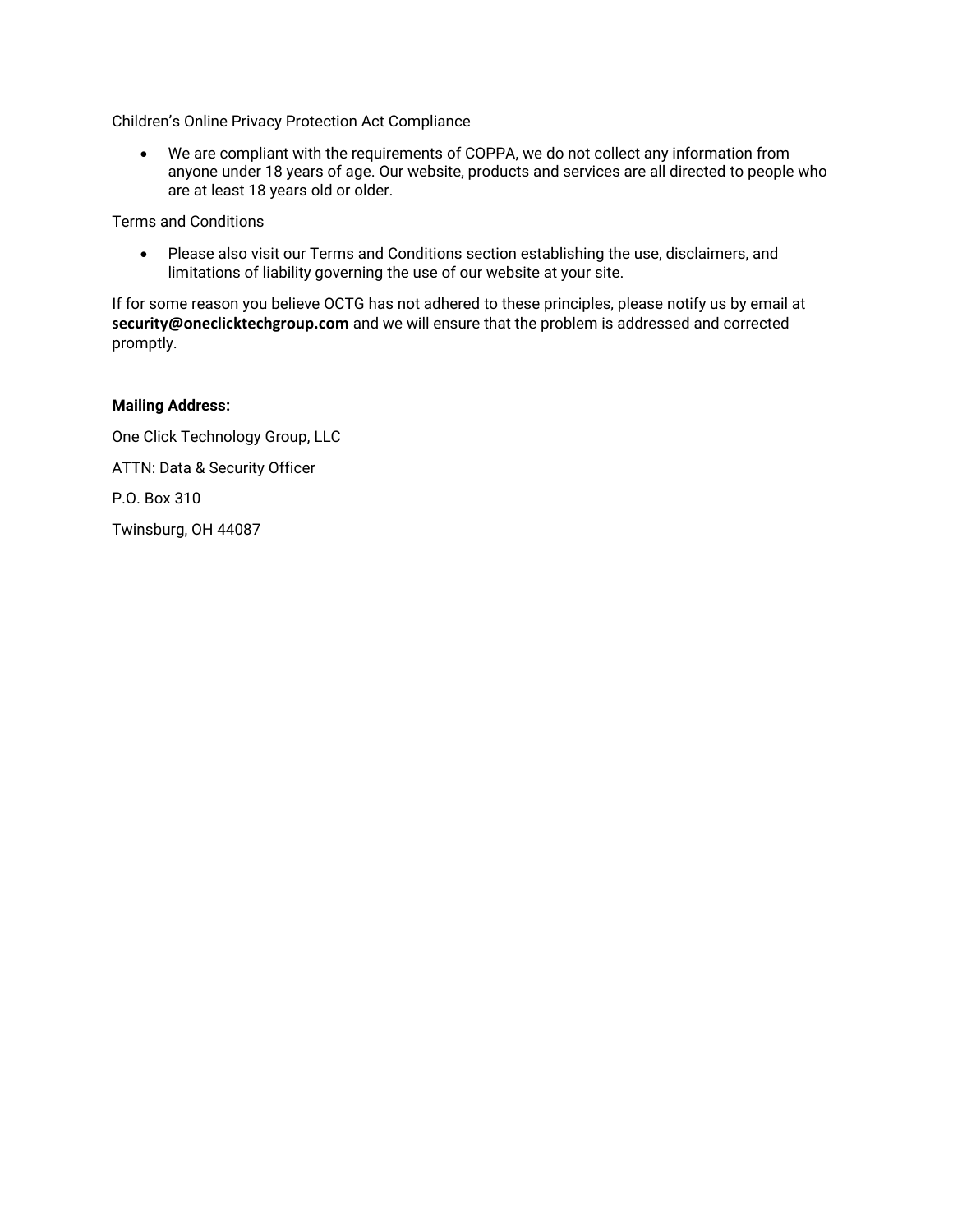Children's Online Privacy Protection Act Compliance

- We are compliant with the requirements of COPPA, we do not collect any information from anyone under 18 years of age. Our website, products and services are all directed to people who are at least 18 years old or older.

Terms and Conditions

- Please also visit our Terms and Conditions section establishing the use, disclaimers, and limitations of liability governing the use of our website at your site.

If for some reason you believe OCTG has not adhered to these principles, please notify us by email at **security@oneclicktechgroup.com** and we will ensure that the problem is addressed and corrected promptly.

**Mailing Address:**

One Click Technology Group, LLC

ATTN: Data & Security Officer

P.O. Box 310

Twinsburg, OH 44087